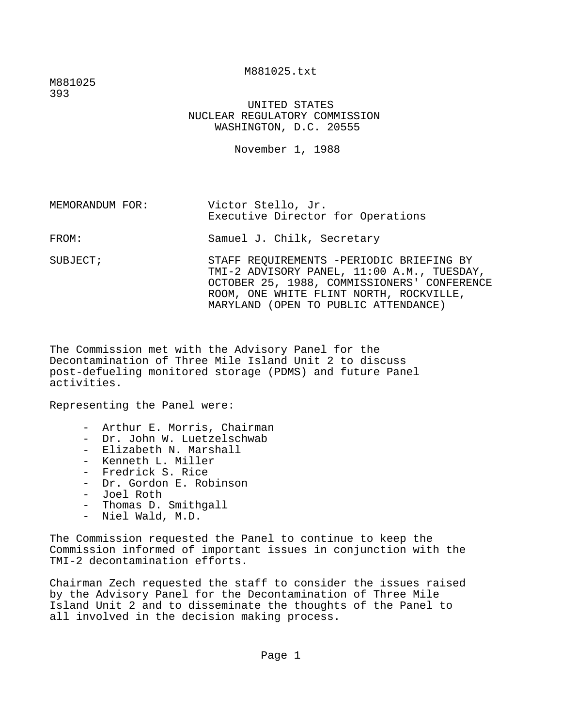M881025
393

UNITED STATES
NUCLEAR REGULATORY COMMISSION
WASHINGTON, D.C. 20555

November 1, 1988

MEMORANDUM FOR: Victor Stello, Jr.
Executive Director for Operations

FROM: Samuel J. Chilk, Secretary

SUBJECT; STAFF REQUIREMENTS -PERIODIC BRIEFING BY TMI-2 ADVISORY PANEL, 11:00 A.M., TUESDAY, OCTOBER 25, 1988, COMMISSIONERS' CONFERENCE ROOM, ONE WHITE FLINT NORTH, ROCKVILLE, MARYLAND (OPEN TO PUBLIC ATTENDANCE)

The Commission met with the Advisory Panel for the Decontamination of Three Mile Island Unit 2 to discuss post-defueling monitored storage (PDMS) and future Panel activities.

Representing the Panel were:

- Arthur E. Morris, Chairman
- Dr. John W. Luetzelschwab
- Elizabeth N. Marshall
- Kenneth L. Miller
- Fredrick S. Rice
- Dr. Gordon E. Robinson
- Joel Roth
- Thomas D. Smithgall
- Niel Wald, M.D.

The Commission requested the Panel to continue to keep the Commission informed of important issues in conjunction with the TMI-2 decontamination efforts.

Chairman Zech requested the staff to consider the issues raised by the Advisory Panel for the Decontamination of Three Mile Island Unit 2 and to disseminate the thoughts of the Panel to all involved in the decision making process.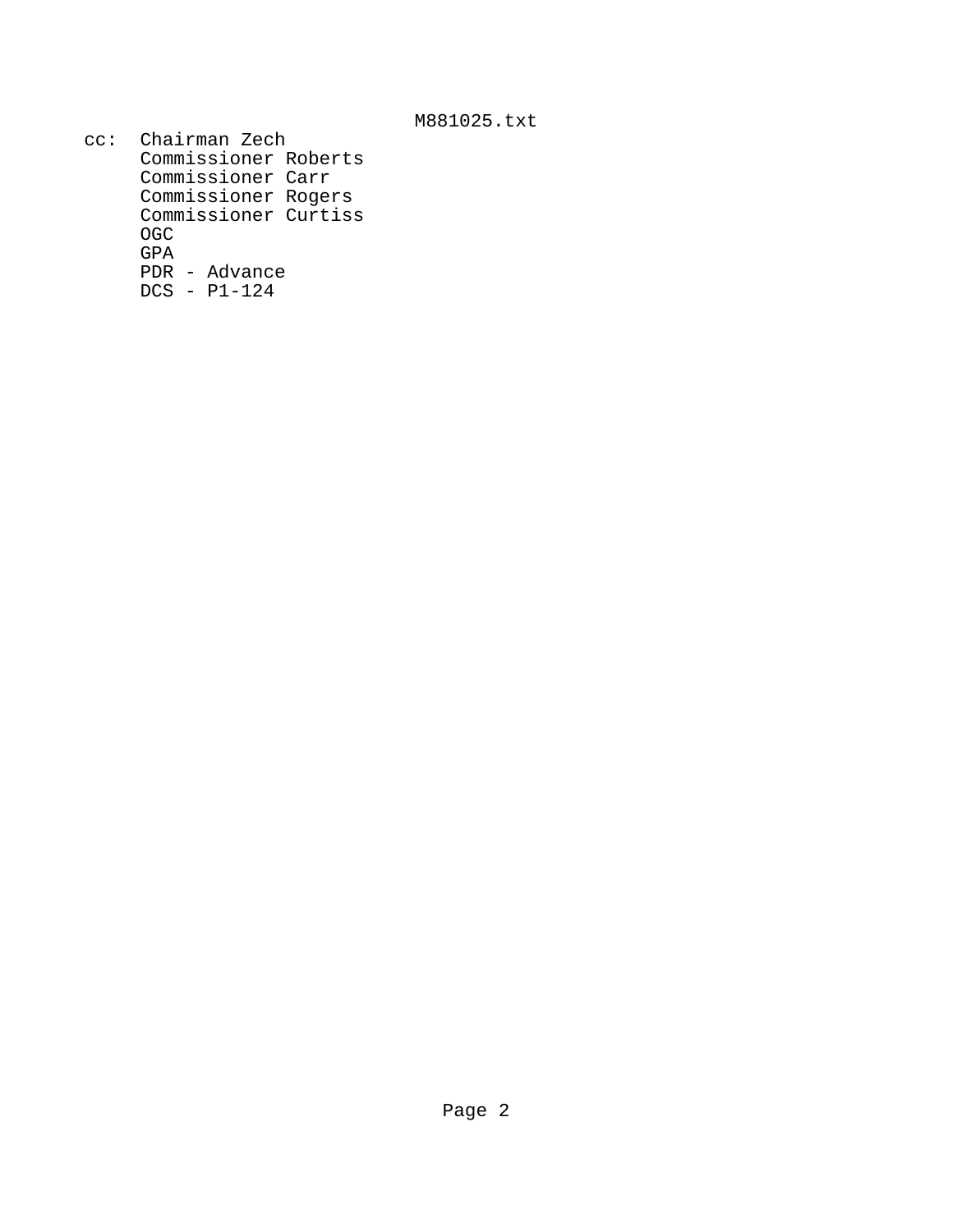cc:  Chairman Zech
     Commissioner Roberts
     Commissioner Carr
     Commissioner Rogers
     Commissioner Curtiss
     OGC
     GPA
     PDR - Advance
     DCS - P1-124